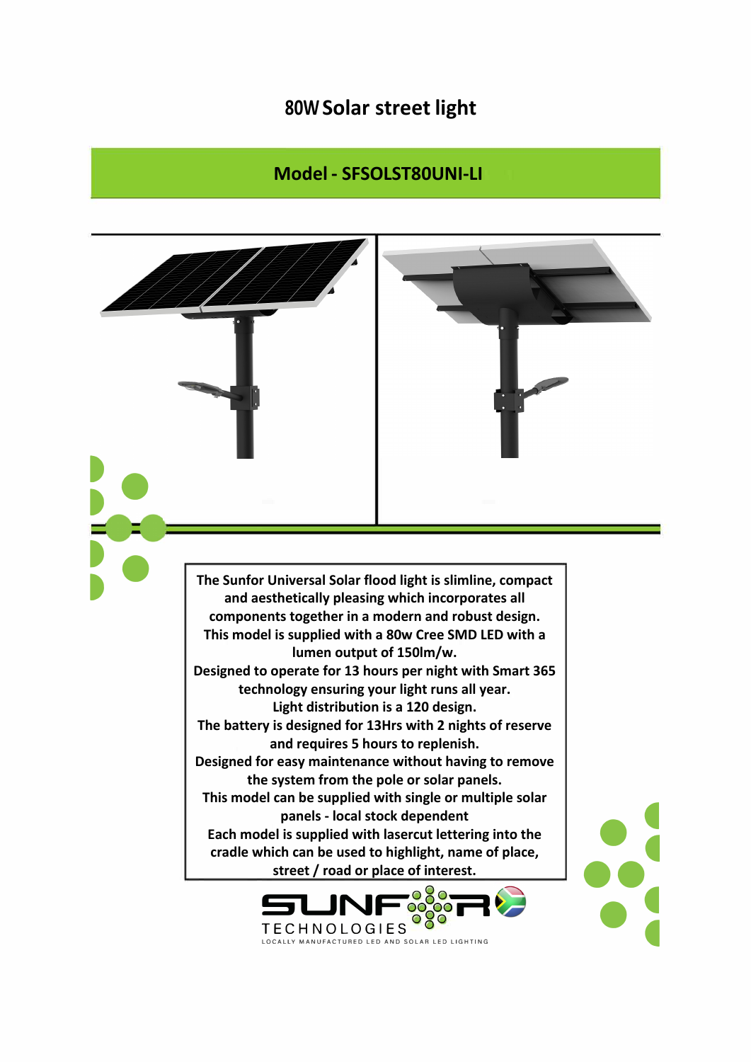# 80W Solar street light

## Model - SFSOLST80UNI-LI

The Sunfor Universal Solar flood light is slimline, compact and aesthetically pleasing which incorporates all components together in a modern and robust design.
This model is supplied with a 80w Cree SMD LED with a lumen output of 150lm/w.
Designed to operate for 13 hours per night with Smart 365 technology ensuring your light runs all year.
Light distribution is a 120 design.
The battery is designed for 13Hrs with 2 nights of reserve and requires 5 hours to replenish.
Designed for easy maintenance without having to remove the system from the pole or solar panels.
This model can be supplied with single or multiple solar panels - local stock dependent
Each model is supplied with lasercut lettering into the cradle which can be used to highlight, name of place, street / road or place of interest.

SUNFOR TECHNOLOGIES
LOCALLY MANUFACTURED LED AND SOLAR LED LIGHTING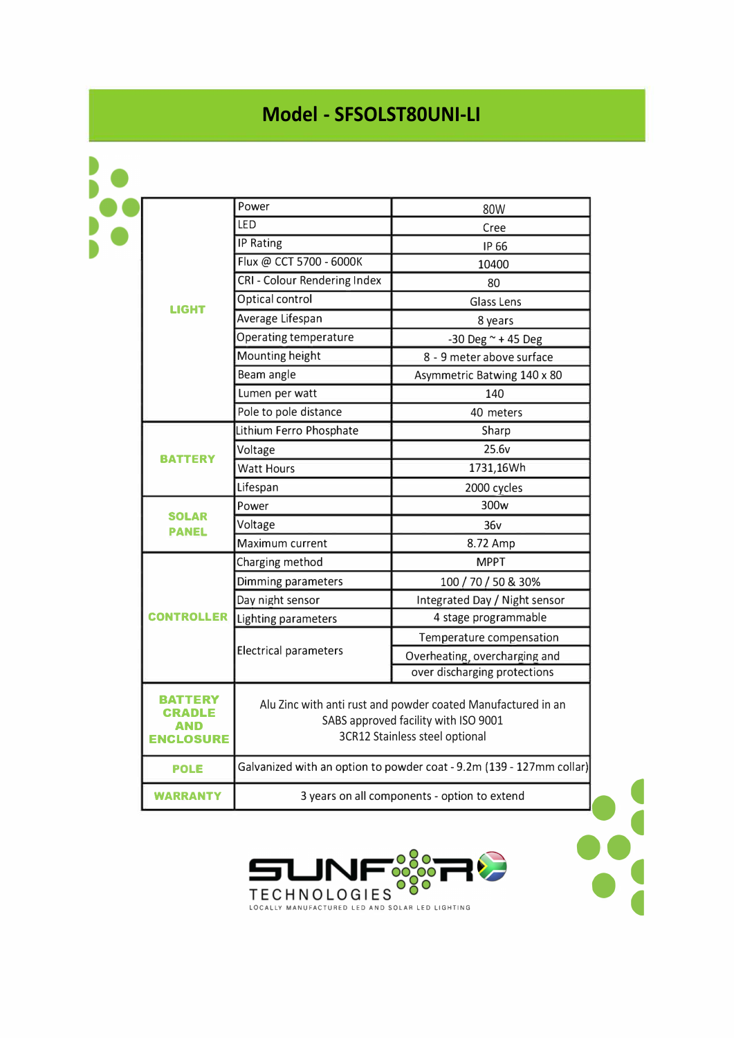# Model - SFSOLST80UNI-LI

| | | |
|---|---|---|
| **LIGHT** | Power | 80W |
| | LED | Cree |
| | IP Rating | IP 66 |
| | Flux @ CCT 5700 - 6000K | 10400 |
| | CRI - Colour Rendering Index | 80 |
| | Optical control | Glass Lens |
| | Average Lifespan | 8 years |
| | Operating temperature | -30 Deg ~ + 45 Deg |
| | Mounting height | 8 - 9 meter above surface |
| | Beam angle | Asymmetric Batwing 140 x 80 |
| | Lumen per watt | 140 |
| | Pole to pole distance | 40 meters |
| **BATTERY** | Lithium Ferro Phosphate | Sharp |
| | Voltage | 25.6v |
| | Watt Hours | 1731,16Wh |
| | Lifespan | 2000 cycles |
| **SOLAR PANEL** | Power | 300w |
| | Voltage | 36v |
| | Maximum current | 8.72 Amp |
| **CONTROLLER** | Charging method | MPPT |
| | Dimming parameters | 100 / 70 / 50 & 30% |
| | Day night sensor | Integrated Day / Night sensor |
| | Lighting parameters | 4 stage programmable |
| | Electrical parameters | Temperature compensation |
| | | Overheating, overcharging and over discharging protections |
| **BATTERY CRADLE AND ENCLOSURE** | Alu Zinc with anti rust and powder coated Manufactured in an SABS approved facility with ISO 9001<br>3CR12 Stainless steel optional | |
| **POLE** | Galvanized with an option to powder coat - 9.2m (139 - 127mm collar) | |
| **WARRANTY** | 3 years on all components - option to extend | |

SUNFOR TECHNOLOGIES
LOCALLY MANUFACTURED LED AND SOLAR LED LIGHTING